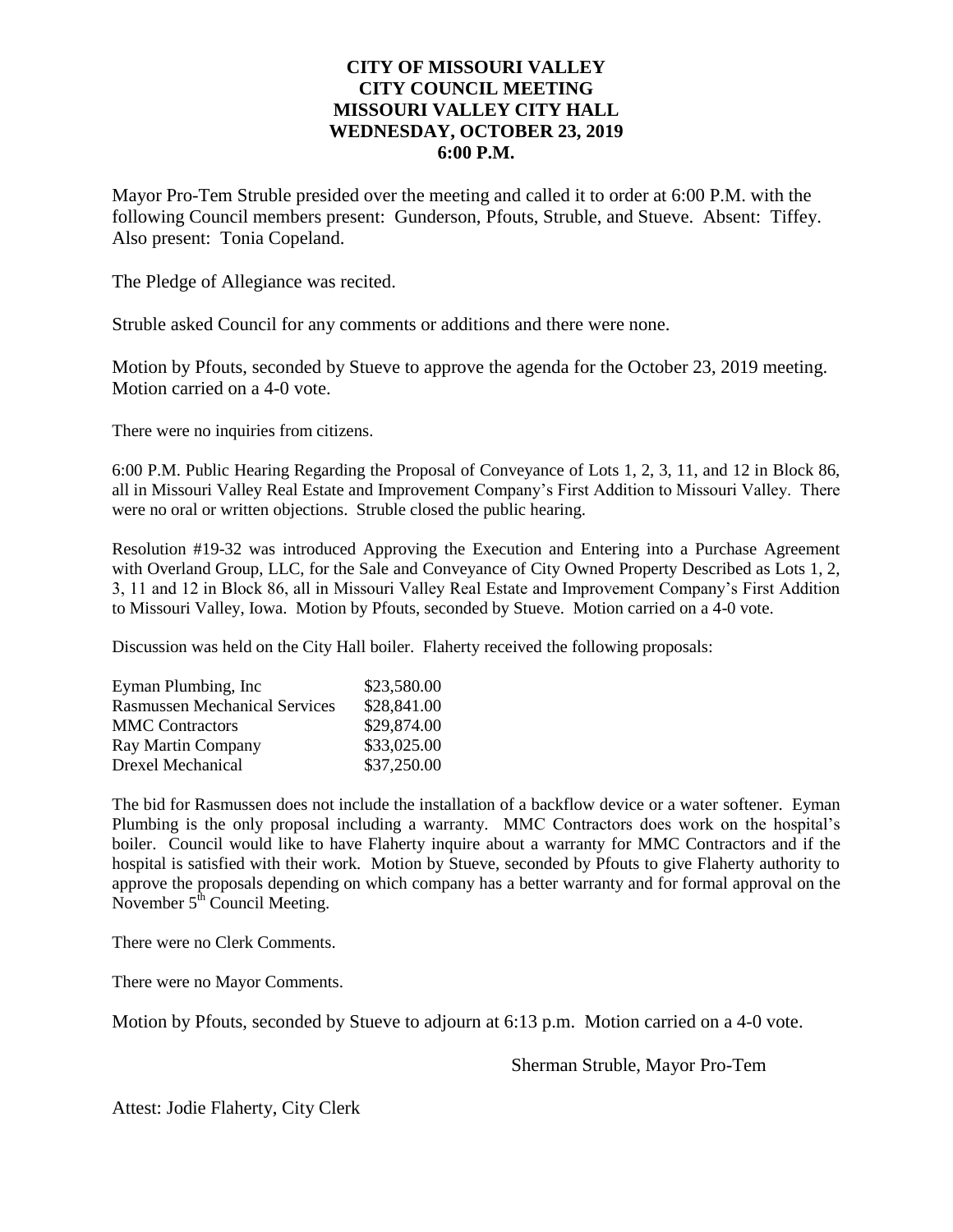# CITY OF MISSOURI VALLEY
# CITY COUNCIL MEETING
# MISSOURI VALLEY CITY HALL
# WEDNESDAY, OCTOBER 23, 2019
# 6:00 P.M.

Mayor Pro-Tem Struble presided over the meeting and called it to order at 6:00 P.M. with the following Council members present: Gunderson, Pfouts, Struble, and Stueve. Absent: Tiffey. Also present: Tonia Copeland.

The Pledge of Allegiance was recited.

Struble asked Council for any comments or additions and there were none.

Motion by Pfouts, seconded by Stueve to approve the agenda for the October 23, 2019 meeting. Motion carried on a 4-0 vote.

There were no inquiries from citizens.

6:00 P.M. Public Hearing Regarding the Proposal of Conveyance of Lots 1, 2, 3, 11, and 12 in Block 86, all in Missouri Valley Real Estate and Improvement Company's First Addition to Missouri Valley. There were no oral or written objections. Struble closed the public hearing.

Resolution #19-32 was introduced Approving the Execution and Entering into a Purchase Agreement with Overland Group, LLC, for the Sale and Conveyance of City Owned Property Described as Lots 1, 2, 3, 11 and 12 in Block 86, all in Missouri Valley Real Estate and Improvement Company's First Addition to Missouri Valley, Iowa. Motion by Pfouts, seconded by Stueve. Motion carried on a 4-0 vote.

Discussion was held on the City Hall boiler. Flaherty received the following proposals:

| | |
|---|---|
| Eyman Plumbing, Inc | \$23,580.00 |
| Rasmussen Mechanical Services | \$28,841.00 |
| MMC Contractors | \$29,874.00 |
| Ray Martin Company | \$33,025.00 |
| Drexel Mechanical | \$37,250.00 |

The bid for Rasmussen does not include the installation of a backflow device or a water softener. Eyman Plumbing is the only proposal including a warranty. MMC Contractors does work on the hospital's boiler. Council would like to have Flaherty inquire about a warranty for MMC Contractors and if the hospital is satisfied with their work. Motion by Stueve, seconded by Pfouts to give Flaherty authority to approve the proposals depending on which company has a better warranty and for formal approval on the November 5th Council Meeting.

There were no Clerk Comments.

There were no Mayor Comments.

Motion by Pfouts, seconded by Stueve to adjourn at 6:13 p.m. Motion carried on a 4-0 vote.

Sherman Struble, Mayor Pro-Tem

Attest: Jodie Flaherty, City Clerk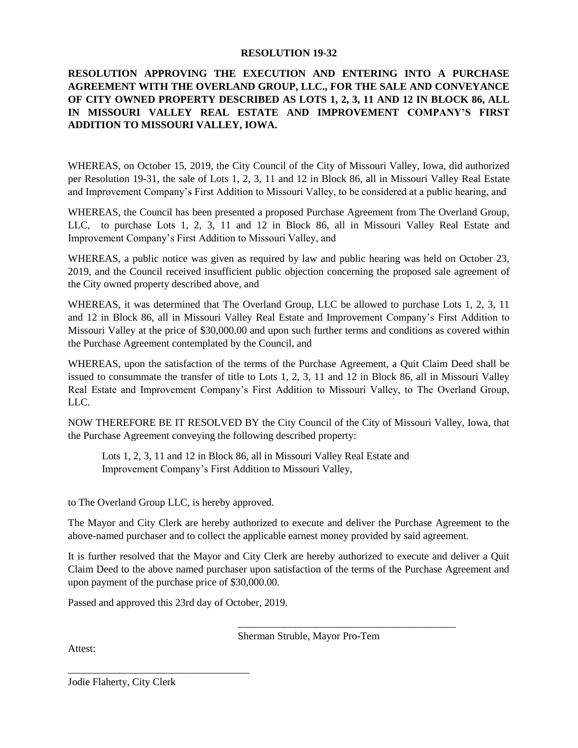**RESOLUTION 19-32**

**RESOLUTION APPROVING THE EXECUTION AND ENTERING INTO A PURCHASE AGREEMENT WITH THE OVERLAND GROUP, LLC., FOR THE SALE AND CONVEYANCE OF CITY OWNED PROPERTY DESCRIBED AS LOTS 1, 2, 3, 11 AND 12 IN BLOCK 86, ALL IN MISSOURI VALLEY REAL ESTATE AND IMPROVEMENT COMPANY'S FIRST ADDITION TO MISSOURI VALLEY, IOWA.**

WHEREAS, on October 15, 2019, the City Council of the City of Missouri Valley, Iowa, did authorized per Resolution 19-31, the sale of Lots 1, 2, 3, 11 and 12 in Block 86, all in Missouri Valley Real Estate and Improvement Company's First Addition to Missouri Valley, to be considered at a public hearing, and

WHEREAS, the Council has been presented a proposed Purchase Agreement from The Overland Group, LLC, to purchase Lots 1, 2, 3, 11 and 12 in Block 86, all in Missouri Valley Real Estate and Improvement Company's First Addition to Missouri Valley, and

WHEREAS, a public notice was given as required by law and public hearing was held on October 23, 2019, and the Council received insufficient public objection concerning the proposed sale agreement of the City owned property described above, and

WHEREAS, it was determined that The Overland Group, LLC be allowed to purchase Lots 1, 2, 3, 11 and 12 in Block 86, all in Missouri Valley Real Estate and Improvement Company's First Addition to Missouri Valley at the price of $30,000.00 and upon such further terms and conditions as covered within the Purchase Agreement contemplated by the Council, and

WHEREAS, upon the satisfaction of the terms of the Purchase Agreement, a Quit Claim Deed shall be issued to consummate the transfer of title to Lots 1, 2, 3, 11 and 12 in Block 86, all in Missouri Valley Real Estate and Improvement Company's First Addition to Missouri Valley, to The Overland Group, LLC.

NOW THEREFORE BE IT RESOLVED BY the City Council of the City of Missouri Valley, Iowa, that the Purchase Agreement conveying the following described property:

> Lots 1, 2, 3, 11 and 12 in Block 86, all in Missouri Valley Real Estate and Improvement Company's First Addition to Missouri Valley,

to The Overland Group LLC, is hereby approved.

The Mayor and City Clerk are hereby authorized to execute and deliver the Purchase Agreement to the above-named purchaser and to collect the applicable earnest money provided by said agreement.

It is further resolved that the Mayor and City Clerk are hereby authorized to execute and deliver a Quit Claim Deed to the above named purchaser upon satisfaction of the terms of the Purchase Agreement and upon payment of the purchase price of $30,000.00.

Passed and approved this 23rd day of October, 2019.

\_\_\_\_\_\_\_\_\_\_\_\_\_\_\_\_\_\_\_\_\_\_\_\_\_\_\_\_\_\_\_\_\_\_\_\_\_\_\_\_\_\_

Sherman Struble, Mayor Pro-Tem

Attest:

\_\_\_\_\_\_\_\_\_\_\_\_\_\_\_\_\_\_\_\_\_\_\_\_\_\_\_\_\_\_\_\_\_\_\_\_

Jodie Flaherty, City Clerk